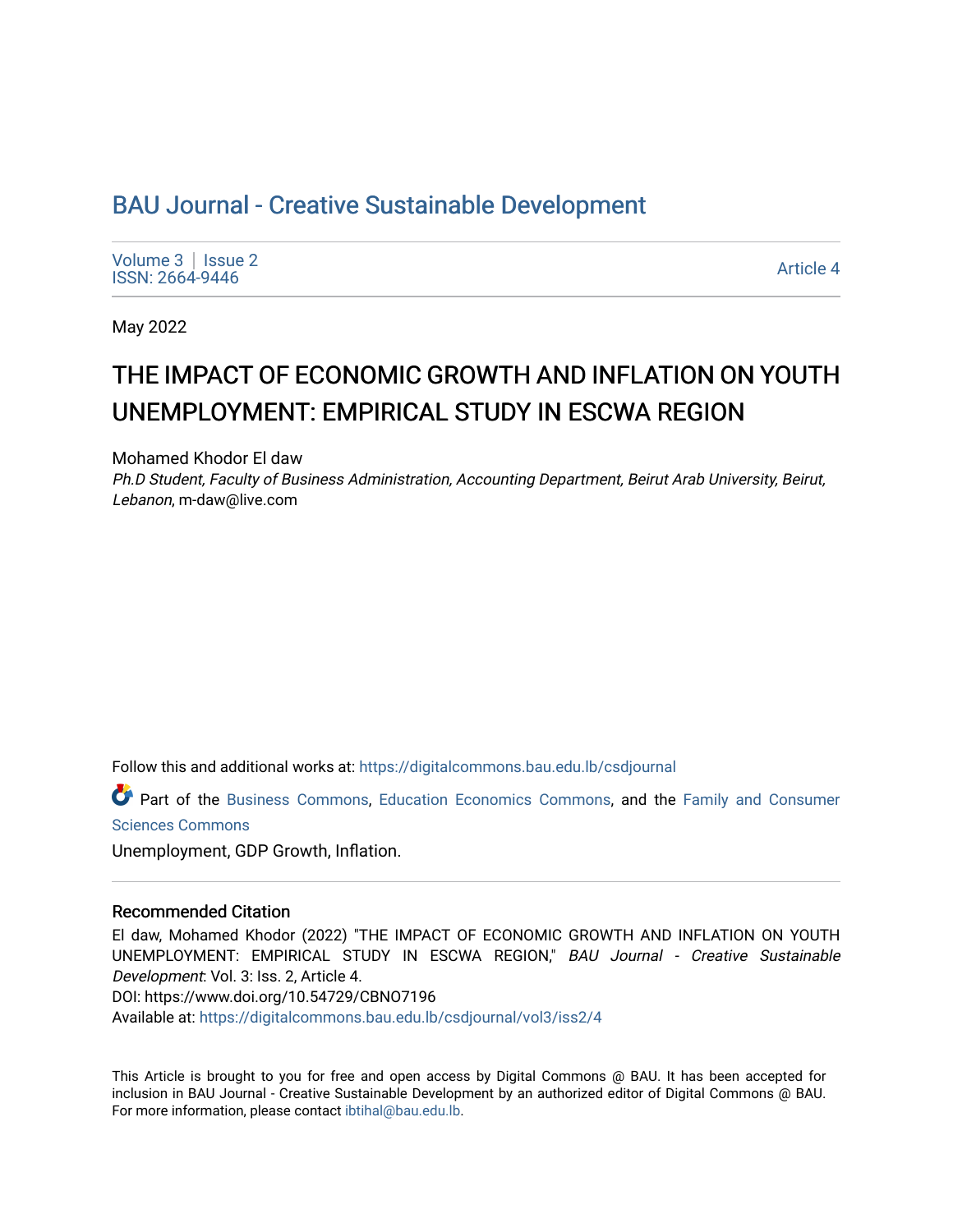BAU Journal - Creative Sustainable Development

Volume 3 | Issue 2
ISSN: 2664-9446

Article 4

May 2022

# THE IMPACT OF ECONOMIC GROWTH AND INFLATION ON YOUTH UNEMPLOYMENT: EMPIRICAL STUDY IN ESCWA REGION

Mohamed Khodor El daw
*Ph.D Student, Faculty of Business Administration, Accounting Department, Beirut Arab University, Beirut, Lebanon*, m-daw@live.com

Follow this and additional works at: https://digitalcommons.bau.edu.lb/csdjournal

Part of the Business Commons, Education Economics Commons, and the Family and Consumer Sciences Commons

Unemployment, GDP Growth, Inflation.

## Recommended Citation

El daw, Mohamed Khodor (2022) "THE IMPACT OF ECONOMIC GROWTH AND INFLATION ON YOUTH UNEMPLOYMENT: EMPIRICAL STUDY IN ESCWA REGION," *BAU Journal - Creative Sustainable Development*: Vol. 3: Iss. 2, Article 4.
DOI: https://www.doi.org/10.54729/CBNO7196
Available at: https://digitalcommons.bau.edu.lb/csdjournal/vol3/iss2/4

This Article is brought to you for free and open access by Digital Commons @ BAU. It has been accepted for inclusion in BAU Journal - Creative Sustainable Development by an authorized editor of Digital Commons @ BAU. For more information, please contact ibtihal@bau.edu.lb.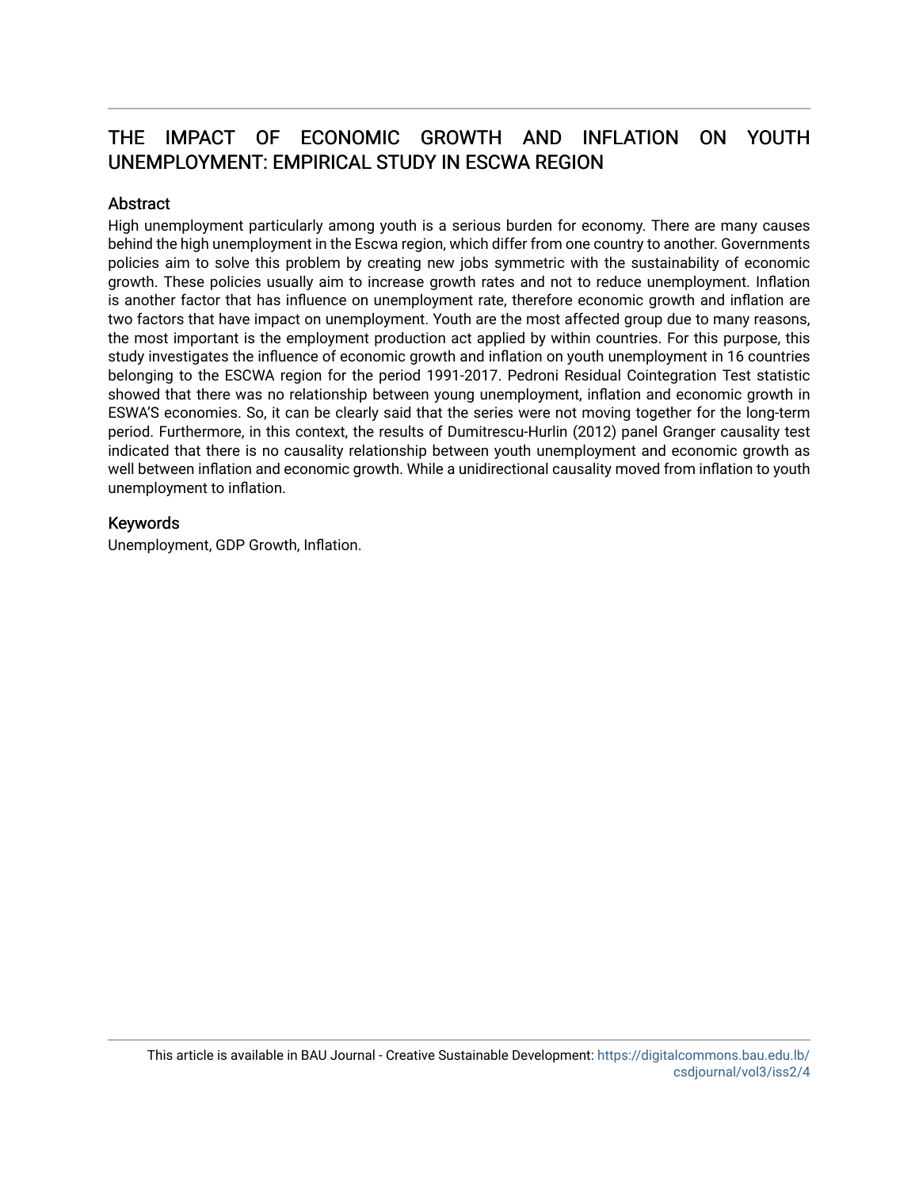# THE IMPACT OF ECONOMIC GROWTH AND INFLATION ON YOUTH UNEMPLOYMENT: EMPIRICAL STUDY IN ESCWA REGION

## Abstract

High unemployment particularly among youth is a serious burden for economy. There are many causes behind the high unemployment in the Escwa region, which differ from one country to another. Governments policies aim to solve this problem by creating new jobs symmetric with the sustainability of economic growth. These policies usually aim to increase growth rates and not to reduce unemployment. Inflation is another factor that has influence on unemployment rate, therefore economic growth and inflation are two factors that have impact on unemployment. Youth are the most affected group due to many reasons, the most important is the employment production act applied by within countries. For this purpose, this study investigates the influence of economic growth and inflation on youth unemployment in 16 countries belonging to the ESCWA region for the period 1991-2017. Pedroni Residual Cointegration Test statistic showed that there was no relationship between young unemployment, inflation and economic growth in ESWA'S economies. So, it can be clearly said that the series were not moving together for the long-term period. Furthermore, in this context, the results of Dumitrescu-Hurlin (2012) panel Granger causality test indicated that there is no causality relationship between youth unemployment and economic growth as well between inflation and economic growth. While a unidirectional causality moved from inflation to youth unemployment to inflation.

## Keywords

Unemployment, GDP Growth, Inflation.

This article is available in BAU Journal - Creative Sustainable Development: https://digitalcommons.bau.edu.lb/csdjournal/vol3/iss2/4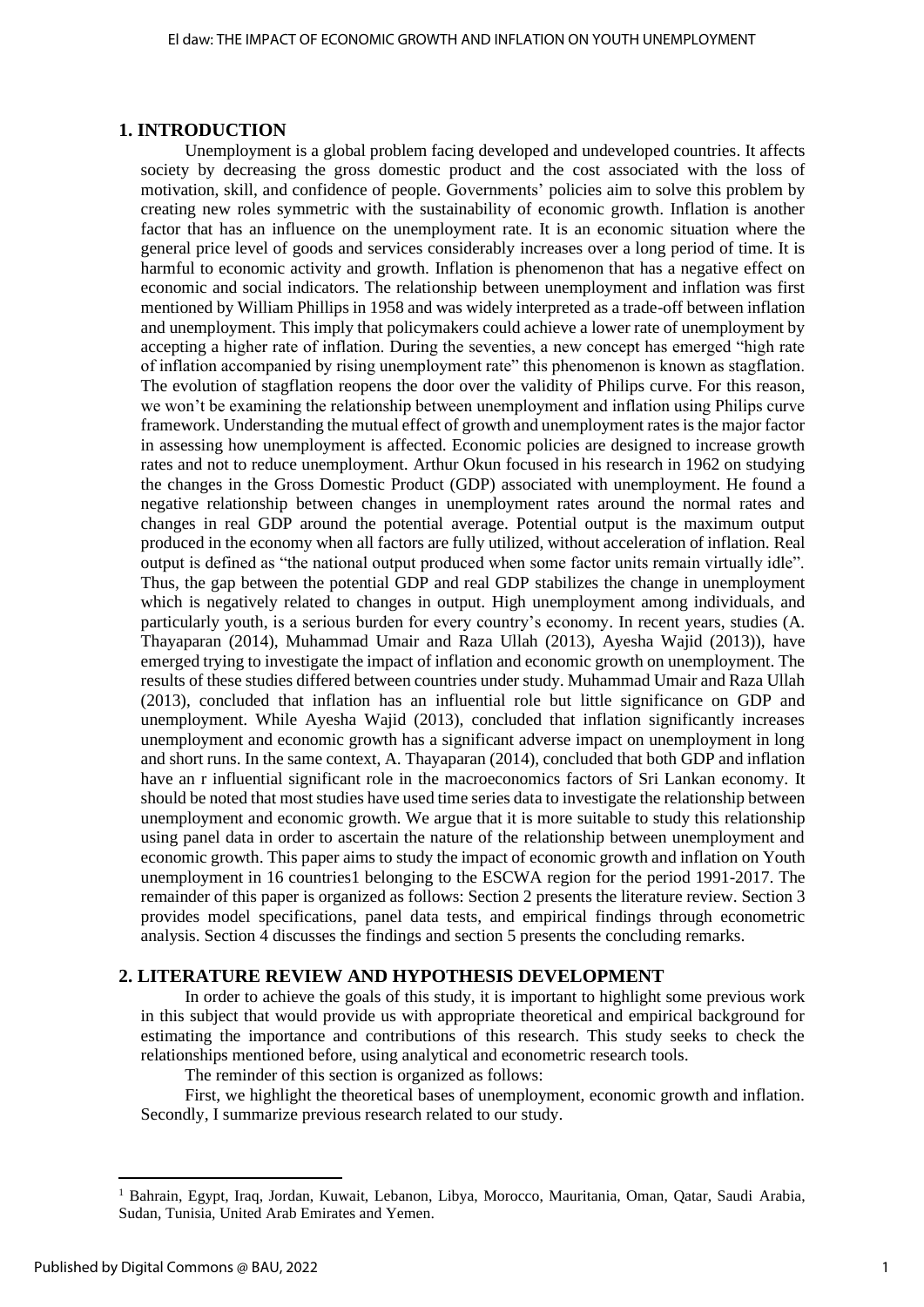## 1. INTRODUCTION

Unemployment is a global problem facing developed and undeveloped countries. It affects society by decreasing the gross domestic product and the cost associated with the loss of motivation, skill, and confidence of people. Governments' policies aim to solve this problem by creating new roles symmetric with the sustainability of economic growth. Inflation is another factor that has an influence on the unemployment rate. It is an economic situation where the general price level of goods and services considerably increases over a long period of time. It is harmful to economic activity and growth. Inflation is phenomenon that has a negative effect on economic and social indicators. The relationship between unemployment and inflation was first mentioned by William Phillips in 1958 and was widely interpreted as a trade-off between inflation and unemployment. This imply that policymakers could achieve a lower rate of unemployment by accepting a higher rate of inflation. During the seventies, a new concept has emerged "high rate of inflation accompanied by rising unemployment rate" this phenomenon is known as stagflation. The evolution of stagflation reopens the door over the validity of Philips curve. For this reason, we won't be examining the relationship between unemployment and inflation using Philips curve framework. Understanding the mutual effect of growth and unemployment rates is the major factor in assessing how unemployment is affected. Economic policies are designed to increase growth rates and not to reduce unemployment. Arthur Okun focused in his research in 1962 on studying the changes in the Gross Domestic Product (GDP) associated with unemployment. He found a negative relationship between changes in unemployment rates around the normal rates and changes in real GDP around the potential average. Potential output is the maximum output produced in the economy when all factors are fully utilized, without acceleration of inflation. Real output is defined as "the national output produced when some factor units remain virtually idle". Thus, the gap between the potential GDP and real GDP stabilizes the change in unemployment which is negatively related to changes in output. High unemployment among individuals, and particularly youth, is a serious burden for every country's economy. In recent years, studies (A. Thayaparan (2014), Muhammad Umair and Raza Ullah (2013), Ayesha Wajid (2013)), have emerged trying to investigate the impact of inflation and economic growth on unemployment. The results of these studies differed between countries under study. Muhammad Umair and Raza Ullah (2013), concluded that inflation has an influential role but little significance on GDP and unemployment. While Ayesha Wajid (2013), concluded that inflation significantly increases unemployment and economic growth has a significant adverse impact on unemployment in long and short runs. In the same context, A. Thayaparan (2014), concluded that both GDP and inflation have an r influential significant role in the macroeconomics factors of Sri Lankan economy. It should be noted that most studies have used time series data to investigate the relationship between unemployment and economic growth. We argue that it is more suitable to study this relationship using panel data in order to ascertain the nature of the relationship between unemployment and economic growth. This paper aims to study the impact of economic growth and inflation on Youth unemployment in 16 countries[1] belonging to the ESCWA region for the period 1991-2017. The remainder of this paper is organized as follows: Section 2 presents the literature review. Section 3 provides model specifications, panel data tests, and empirical findings through econometric analysis. Section 4 discusses the findings and section 5 presents the concluding remarks.

## 2. LITERATURE REVIEW AND HYPOTHESIS DEVELOPMENT

In order to achieve the goals of this study, it is important to highlight some previous work in this subject that would provide us with appropriate theoretical and empirical background for estimating the importance and contributions of this research. This study seeks to check the relationships mentioned before, using analytical and econometric research tools.

The reminder of this section is organized as follows:

First, we highlight the theoretical bases of unemployment, economic growth and inflation. Secondly, I summarize previous research related to our study.

---

[1] Bahrain, Egypt, Iraq, Jordan, Kuwait, Lebanon, Libya, Morocco, Mauritania, Oman, Qatar, Saudi Arabia, Sudan, Tunisia, United Arab Emirates and Yemen.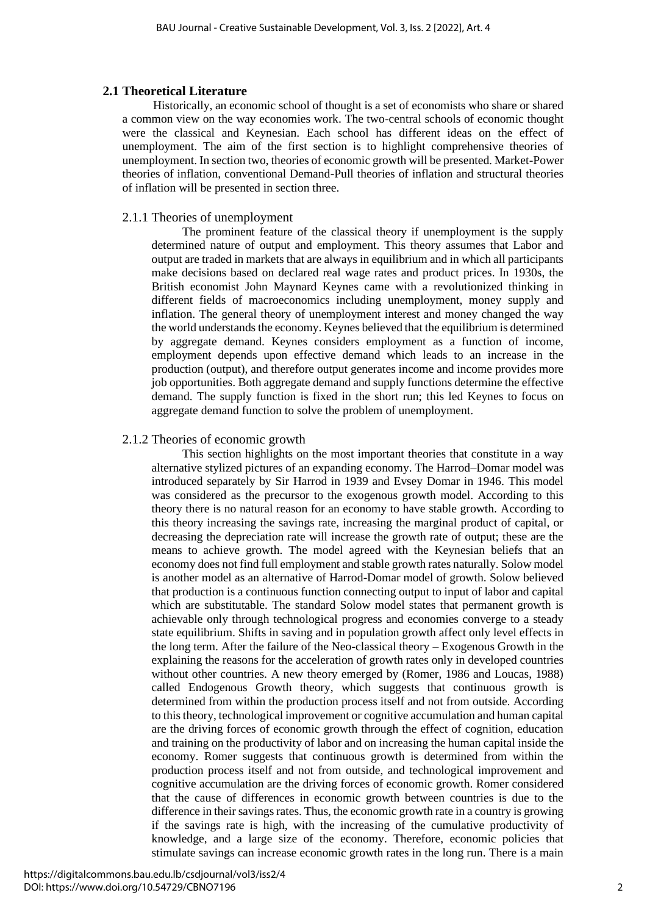## 2.1 Theoretical Literature

Historically, an economic school of thought is a set of economists who share or shared a common view on the way economies work. The two-central schools of economic thought were the classical and Keynesian. Each school has different ideas on the effect of unemployment. The aim of the first section is to highlight comprehensive theories of unemployment. In section two, theories of economic growth will be presented. Market-Power theories of inflation, conventional Demand-Pull theories of inflation and structural theories of inflation will be presented in section three.

### 2.1.1 Theories of unemployment

The prominent feature of the classical theory if unemployment is the supply determined nature of output and employment. This theory assumes that Labor and output are traded in markets that are always in equilibrium and in which all participants make decisions based on declared real wage rates and product prices. In 1930s, the British economist John Maynard Keynes came with a revolutionized thinking in different fields of macroeconomics including unemployment, money supply and inflation. The general theory of unemployment interest and money changed the way the world understands the economy. Keynes believed that the equilibrium is determined by aggregate demand. Keynes considers employment as a function of income, employment depends upon effective demand which leads to an increase in the production (output), and therefore output generates income and income provides more job opportunities. Both aggregate demand and supply functions determine the effective demand. The supply function is fixed in the short run; this led Keynes to focus on aggregate demand function to solve the problem of unemployment.

### 2.1.2 Theories of economic growth

This section highlights on the most important theories that constitute in a way alternative stylized pictures of an expanding economy. The Harrod–Domar model was introduced separately by Sir Harrod in 1939 and Evsey Domar in 1946. This model was considered as the precursor to the exogenous growth model. According to this theory there is no natural reason for an economy to have stable growth. According to this theory increasing the savings rate, increasing the marginal product of capital, or decreasing the depreciation rate will increase the growth rate of output; these are the means to achieve growth. The model agreed with the Keynesian beliefs that an economy does not find full employment and stable growth rates naturally. Solow model is another model as an alternative of Harrod-Domar model of growth. Solow believed that production is a continuous function connecting output to input of labor and capital which are substitutable. The standard Solow model states that permanent growth is achievable only through technological progress and economies converge to a steady state equilibrium. Shifts in saving and in population growth affect only level effects in the long term. After the failure of the Neo-classical theory – Exogenous Growth in the explaining the reasons for the acceleration of growth rates only in developed countries without other countries. A new theory emerged by (Romer, 1986 and Loucas, 1988) called Endogenous Growth theory, which suggests that continuous growth is determined from within the production process itself and not from outside. According to this theory, technological improvement or cognitive accumulation and human capital are the driving forces of economic growth through the effect of cognition, education and training on the productivity of labor and on increasing the human capital inside the economy. Romer suggests that continuous growth is determined from within the production process itself and not from outside, and technological improvement and cognitive accumulation are the driving forces of economic growth. Romer considered that the cause of differences in economic growth between countries is due to the difference in their savings rates. Thus, the economic growth rate in a country is growing if the savings rate is high, with the increasing of the cumulative productivity of knowledge, and a large size of the economy. Therefore, economic policies that stimulate savings can increase economic growth rates in the long run. There is a main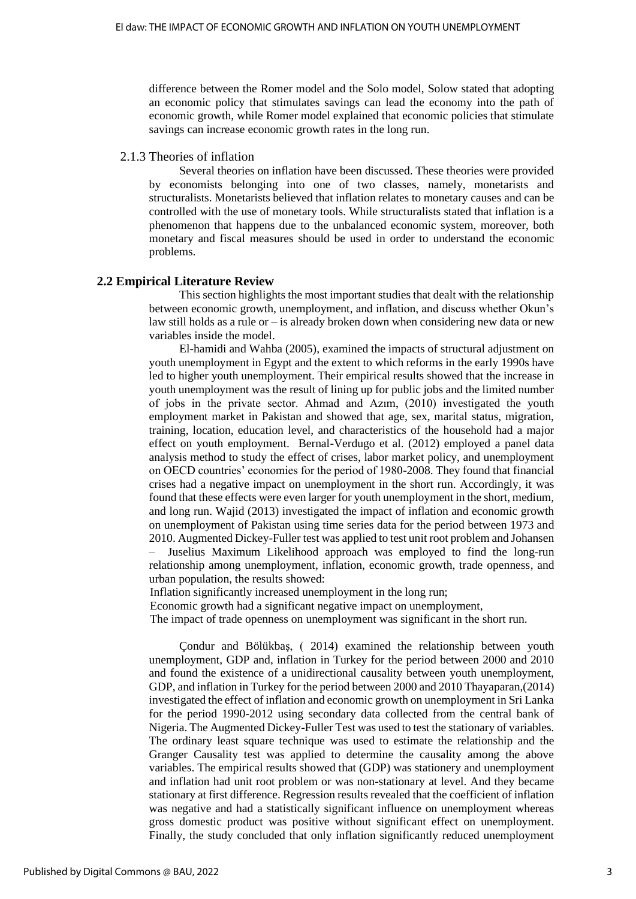difference between the Romer model and the Solo model, Solow stated that adopting an economic policy that stimulates savings can lead the economy into the path of economic growth, while Romer model explained that economic policies that stimulate savings can increase economic growth rates in the long run.

### 2.1.3 Theories of inflation

Several theories on inflation have been discussed. These theories were provided by economists belonging into one of two classes, namely, monetarists and structuralists. Monetarists believed that inflation relates to monetary causes and can be controlled with the use of monetary tools. While structuralists stated that inflation is a phenomenon that happens due to the unbalanced economic system, moreover, both monetary and fiscal measures should be used in order to understand the economic problems.

## 2.2 Empirical Literature Review

This section highlights the most important studies that dealt with the relationship between economic growth, unemployment, and inflation, and discuss whether Okun's law still holds as a rule or – is already broken down when considering new data or new variables inside the model.

El-hamidi and Wahba (2005), examined the impacts of structural adjustment on youth unemployment in Egypt and the extent to which reforms in the early 1990s have led to higher youth unemployment. Their empirical results showed that the increase in youth unemployment was the result of lining up for public jobs and the limited number of jobs in the private sector. Ahmad and Azım, (2010) investigated the youth employment market in Pakistan and showed that age, sex, marital status, migration, training, location, education level, and characteristics of the household had a major effect on youth employment. Bernal-Verdugo et al. (2012) employed a panel data analysis method to study the effect of crises, labor market policy, and unemployment on OECD countries' economies for the period of 1980-2008. They found that financial crises had a negative impact on unemployment in the short run. Accordingly, it was found that these effects were even larger for youth unemployment in the short, medium, and long run. Wajid (2013) investigated the impact of inflation and economic growth on unemployment of Pakistan using time series data for the period between 1973 and 2010. Augmented Dickey-Fuller test was applied to test unit root problem and Johansen – Juselius Maximum Likelihood approach was employed to find the long-run relationship among unemployment, inflation, economic growth, trade openness, and urban population, the results showed:

Inflation significantly increased unemployment in the long run;

Economic growth had a significant negative impact on unemployment,

The impact of trade openness on unemployment was significant in the short run.

Çondur and Bölükbaş, ( 2014) examined the relationship between youth unemployment, GDP and, inflation in Turkey for the period between 2000 and 2010 and found the existence of a unidirectional causality between youth unemployment, GDP, and inflation in Turkey for the period between 2000 and 2010 Thayaparan,(2014) investigated the effect of inflation and economic growth on unemployment in Sri Lanka for the period 1990-2012 using secondary data collected from the central bank of Nigeria. The Augmented Dickey-Fuller Test was used to test the stationary of variables. The ordinary least square technique was used to estimate the relationship and the Granger Causality test was applied to determine the causality among the above variables. The empirical results showed that (GDP) was stationery and unemployment and inflation had unit root problem or was non-stationary at level. And they became stationary at first difference. Regression results revealed that the coefficient of inflation was negative and had a statistically significant influence on unemployment whereas gross domestic product was positive without significant effect on unemployment. Finally, the study concluded that only inflation significantly reduced unemployment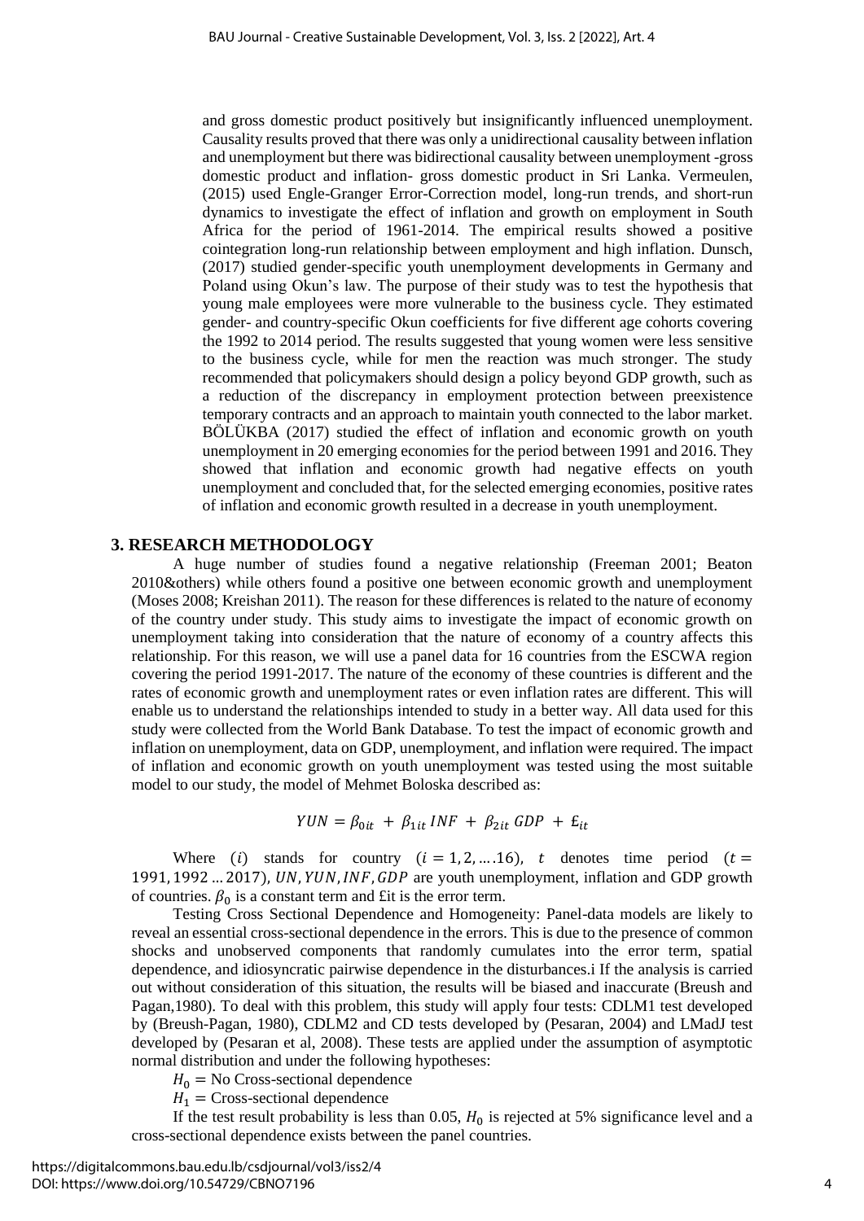and gross domestic product positively but insignificantly influenced unemployment. Causality results proved that there was only a unidirectional causality between inflation and unemployment but there was bidirectional causality between unemployment -gross domestic product and inflation- gross domestic product in Sri Lanka. Vermeulen, (2015) used Engle-Granger Error-Correction model, long-run trends, and short-run dynamics to investigate the effect of inflation and growth on employment in South Africa for the period of 1961-2014. The empirical results showed a positive cointegration long-run relationship between employment and high inflation. Dunsch, (2017) studied gender-specific youth unemployment developments in Germany and Poland using Okun's law. The purpose of their study was to test the hypothesis that young male employees were more vulnerable to the business cycle. They estimated gender- and country-specific Okun coefficients for five different age cohorts covering the 1992 to 2014 period. The results suggested that young women were less sensitive to the business cycle, while for men the reaction was much stronger. The study recommended that policymakers should design a policy beyond GDP growth, such as a reduction of the discrepancy in employment protection between preexistence temporary contracts and an approach to maintain youth connected to the labor market. BÖLÜKBA (2017) studied the effect of inflation and economic growth on youth unemployment in 20 emerging economies for the period between 1991 and 2016. They showed that inflation and economic growth had negative effects on youth unemployment and concluded that, for the selected emerging economies, positive rates of inflation and economic growth resulted in a decrease in youth unemployment.

## 3. RESEARCH METHODOLOGY

A huge number of studies found a negative relationship (Freeman 2001; Beaton 2010&others) while others found a positive one between economic growth and unemployment (Moses 2008; Kreishan 2011). The reason for these differences is related to the nature of economy of the country under study. This study aims to investigate the impact of economic growth on unemployment taking into consideration that the nature of economy of a country affects this relationship. For this reason, we will use a panel data for 16 countries from the ESCWA region covering the period 1991-2017. The nature of the economy of these countries is different and the rates of economic growth and unemployment rates or even inflation rates are different. This will enable us to understand the relationships intended to study in a better way. All data used for this study were collected from the World Bank Database. To test the impact of economic growth and inflation on unemployment, data on GDP, unemployment, and inflation were required. The impact of inflation and economic growth on youth unemployment was tested using the most suitable model to our study, the model of Mehmet Boloska described as:

$$YUN = \beta_{0it} + \beta_{1it}\, INF + \beta_{2it}\, GDP + £_{it}$$

Where $(i)$ stands for country $(i = 1, 2, \ldots.16)$, $t$ denotes time period $(t = 1991, 1992 \ldots 2017)$, $UN, YUN, INF, GDP$ are youth unemployment, inflation and GDP growth of countries. $\beta_0$ is a constant term and £it is the error term.

Testing Cross Sectional Dependence and Homogeneity: Panel-data models are likely to reveal an essential cross-sectional dependence in the errors. This is due to the presence of common shocks and unobserved components that randomly cumulates into the error term, spatial dependence, and idiosyncratic pairwise dependence in the disturbances.i If the analysis is carried out without consideration of this situation, the results will be biased and inaccurate (Breush and Pagan,1980). To deal with this problem, this study will apply four tests: CDLM1 test developed by (Breush-Pagan, 1980), CDLM2 and CD tests developed by (Pesaran, 2004) and LMadJ test developed by (Pesaran et al, 2008). These tests are applied under the assumption of asymptotic normal distribution and under the following hypotheses:

$H_0 =$ No Cross-sectional dependence

$H_1 =$ Cross-sectional dependence

If the test result probability is less than 0.05, $H_0$ is rejected at 5% significance level and a cross-sectional dependence exists between the panel countries.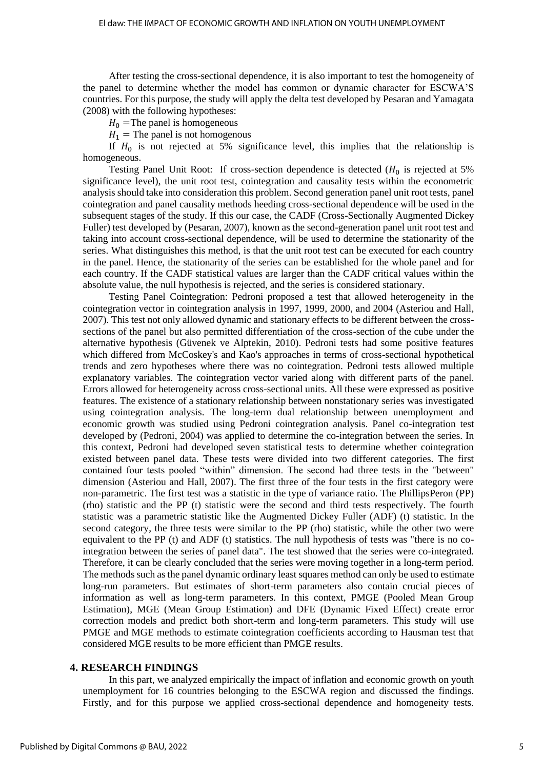After testing the cross-sectional dependence, it is also important to test the homogeneity of the panel to determine whether the model has common or dynamic character for ESCWA'S countries. For this purpose, the study will apply the delta test developed by Pesaran and Yamagata (2008) with the following hypotheses:

$H_0$ =The panel is homogeneous

$H_1$ = The panel is not homogenous

If $H_0$ is not rejected at 5% significance level, this implies that the relationship is homogeneous.

Testing Panel Unit Root: If cross-section dependence is detected ($H_0$ is rejected at 5% significance level), the unit root test, cointegration and causality tests within the econometric analysis should take into consideration this problem. Second generation panel unit root tests, panel cointegration and panel causality methods heeding cross-sectional dependence will be used in the subsequent stages of the study. If this our case, the CADF (Cross-Sectionally Augmented Dickey Fuller) test developed by (Pesaran, 2007), known as the second-generation panel unit root test and taking into account cross-sectional dependence, will be used to determine the stationarity of the series. What distinguishes this method, is that the unit root test can be executed for each country in the panel. Hence, the stationarity of the series can be established for the whole panel and for each country. If the CADF statistical values are larger than the CADF critical values within the absolute value, the null hypothesis is rejected, and the series is considered stationary.

Testing Panel Cointegration: Pedroni proposed a test that allowed heterogeneity in the cointegration vector in cointegration analysis in 1997, 1999, 2000, and 2004 (Asteriou and Hall, 2007). This test not only allowed dynamic and stationary effects to be different between the cross-sections of the panel but also permitted differentiation of the cross-section of the cube under the alternative hypothesis (Güvenek ve Alptekin, 2010). Pedroni tests had some positive features which differed from McCoskey's and Kao's approaches in terms of cross-sectional hypothetical trends and zero hypotheses where there was no cointegration. Pedroni tests allowed multiple explanatory variables. The cointegration vector varied along with different parts of the panel. Errors allowed for heterogeneity across cross-sectional units. All these were expressed as positive features. The existence of a stationary relationship between nonstationary series was investigated using cointegration analysis. The long-term dual relationship between unemployment and economic growth was studied using Pedroni cointegration analysis. Panel co-integration test developed by (Pedroni, 2004) was applied to determine the co-integration between the series. In this context, Pedroni had developed seven statistical tests to determine whether cointegration existed between panel data. These tests were divided into two different categories. The first contained four tests pooled "within" dimension. The second had three tests in the "between" dimension (Asteriou and Hall, 2007). The first three of the four tests in the first category were non-parametric. The first test was a statistic in the type of variance ratio. The PhillipsPeron (PP) (rho) statistic and the PP (t) statistic were the second and third tests respectively. The fourth statistic was a parametric statistic like the Augmented Dickey Fuller (ADF) (t) statistic. In the second category, the three tests were similar to the PP (rho) statistic, while the other two were equivalent to the PP (t) and ADF (t) statistics. The null hypothesis of tests was "there is no co-integration between the series of panel data". The test showed that the series were co-integrated. Therefore, it can be clearly concluded that the series were moving together in a long-term period. The methods such as the panel dynamic ordinary least squares method can only be used to estimate long-run parameters. But estimates of short-term parameters also contain crucial pieces of information as well as long-term parameters. In this context, PMGE (Pooled Mean Group Estimation), MGE (Mean Group Estimation) and DFE (Dynamic Fixed Effect) create error correction models and predict both short-term and long-term parameters. This study will use PMGE and MGE methods to estimate cointegration coefficients according to Hausman test that considered MGE results to be more efficient than PMGE results.

## 4. RESEARCH FINDINGS

In this part, we analyzed empirically the impact of inflation and economic growth on youth unemployment for 16 countries belonging to the ESCWA region and discussed the findings. Firstly, and for this purpose we applied cross-sectional dependence and homogeneity tests.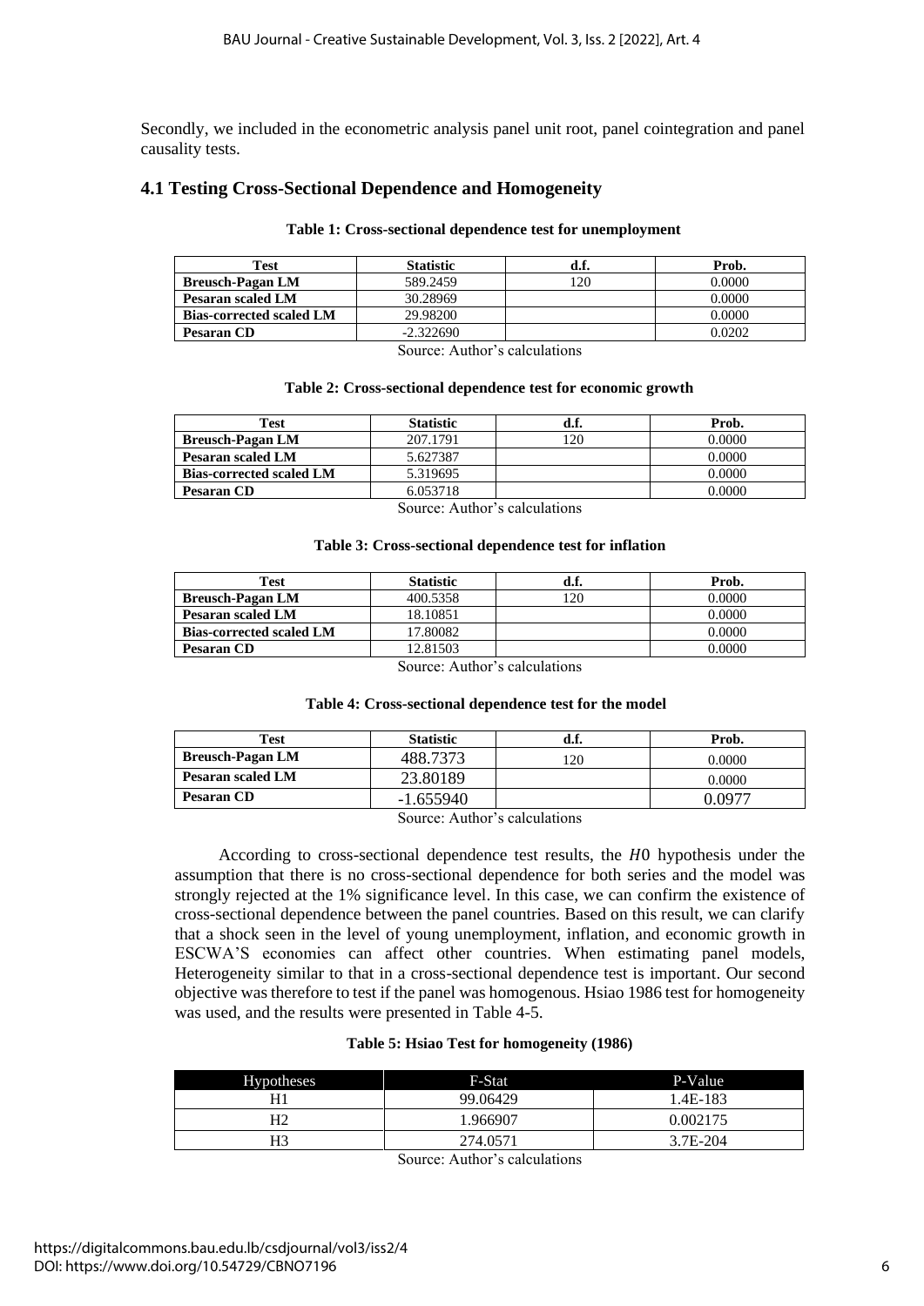Secondly, we included in the econometric analysis panel unit root, panel cointegration and panel causality tests.

## 4.1 Testing Cross-Sectional Dependence and Homogeneity

**Table 1: Cross-sectional dependence test for unemployment**

| Test | Statistic | d.f. | Prob. |
|---|---|---|---|
| **Breusch-Pagan LM** | 589.2459 | 120 | 0.0000 |
| **Pesaran scaled LM** | 30.28969 | | 0.0000 |
| **Bias-corrected scaled LM** | 29.98200 | | 0.0000 |
| **Pesaran CD** | -2.322690 | | 0.0202 |

Source: Author's calculations

**Table 2: Cross-sectional dependence test for economic growth**

| Test | Statistic | d.f. | Prob. |
|---|---|---|---|
| **Breusch-Pagan LM** | 207.1791 | 120 | 0.0000 |
| **Pesaran scaled LM** | 5.627387 | | 0.0000 |
| **Bias-corrected scaled LM** | 5.319695 | | 0.0000 |
| **Pesaran CD** | 6.053718 | | 0.0000 |

Source: Author's calculations

**Table 3: Cross-sectional dependence test for inflation**

| Test | Statistic | d.f. | Prob. |
|---|---|---|---|
| **Breusch-Pagan LM** | 400.5358 | 120 | 0.0000 |
| **Pesaran scaled LM** | 18.10851 | | 0.0000 |
| **Bias-corrected scaled LM** | 17.80082 | | 0.0000 |
| **Pesaran CD** | 12.81503 | | 0.0000 |

Source: Author's calculations

**Table 4: Cross-sectional dependence test for the model**

| Test | Statistic | d.f. | Prob. |
|---|---|---|---|
| **Breusch-Pagan LM** | 488.7373 | 120 | 0.0000 |
| **Pesaran scaled LM** | 23.80189 | | 0.0000 |
| **Pesaran CD** | -1.655940 | | 0.0977 |

Source: Author's calculations

According to cross-sectional dependence test results, the $H0$ hypothesis under the assumption that there is no cross-sectional dependence for both series and the model was strongly rejected at the 1% significance level. In this case, we can confirm the existence of cross-sectional dependence between the panel countries. Based on this result, we can clarify that a shock seen in the level of young unemployment, inflation, and economic growth in ESCWA'S economies can affect other countries. When estimating panel models, Heterogeneity similar to that in a cross-sectional dependence test is important. Our second objective was therefore to test if the panel was homogenous. Hsiao 1986 test for homogeneity was used, and the results were presented in Table 4-5.

**Table 5: Hsiao Test for homogeneity (1986)**

| Hypotheses | F-Stat | P-Value |
|---|---|---|
| H1 | 99.06429 | 1.4E-183 |
| H2 | 1.966907 | 0.002175 |
| H3 | 274.0571 | 3.7E-204 |

Source: Author's calculations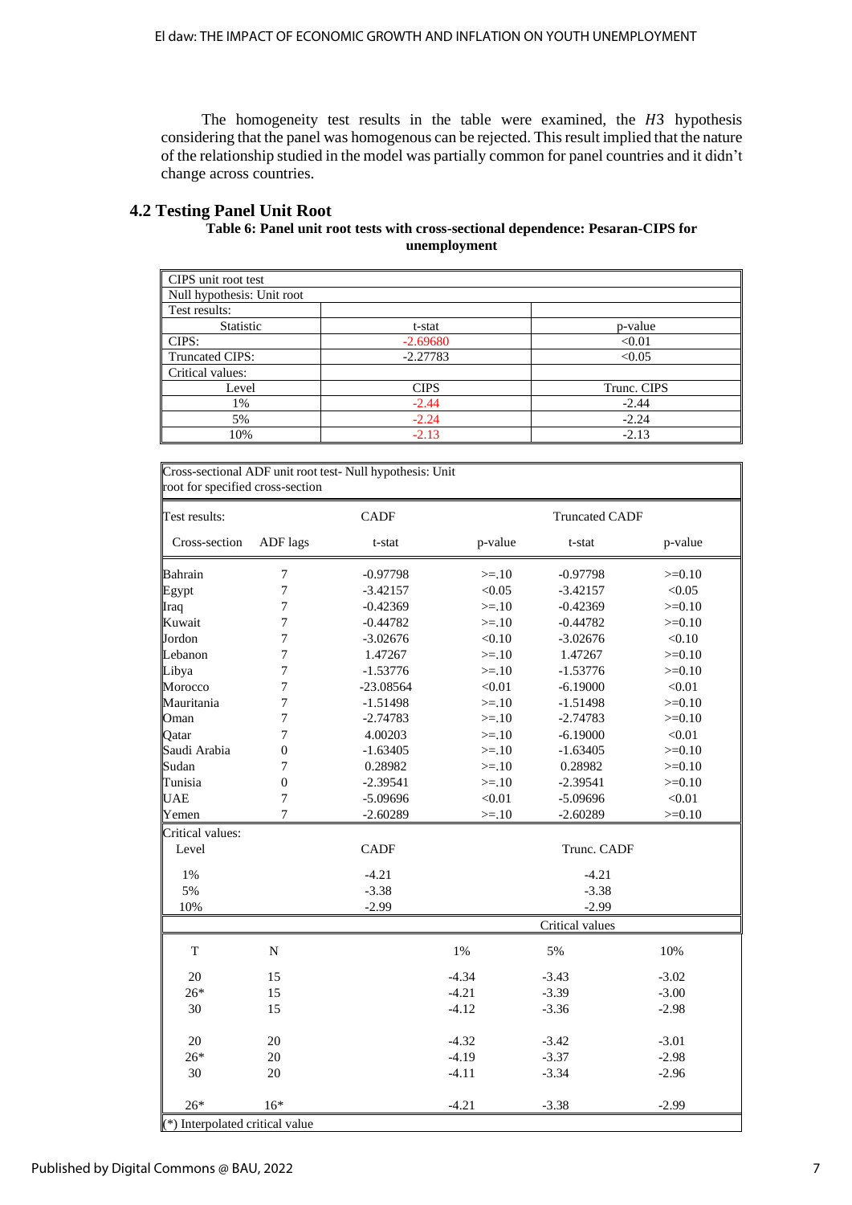The homogeneity test results in the table were examined, the $H3$ hypothesis considering that the panel was homogenous can be rejected. This result implied that the nature of the relationship studied in the model was partially common for panel countries and it didn't change across countries.

## 4.2 Testing Panel Unit Root

**Table 6: Panel unit root tests with cross-sectional dependence: Pesaran-CIPS for unemployment**

| | | |
|---|---|---|
| CIPS unit root test | | |
| Null hypothesis: Unit root | | |
| Test results: | | |
| Statistic | t-stat | p-value |
| CIPS: | -2.69680 | <0.01 |
| Truncated CIPS: | -2.27783 | <0.05 |
| Critical values: | | |
| Level | CIPS | Trunc. CIPS |
| 1% | -2.44 | -2.44 |
| 5% | -2.24 | -2.24 |
| 10% | -2.13 | -2.13 |

| Cross-sectional ADF unit root test- Null hypothesis: Unit root for specified cross-section | | | | | |
|---|---|---|---|---|---|
| Test results: | | CADF | | Truncated CADF | |
| Cross-section | ADF lags | t-stat | p-value | t-stat | p-value |
| Bahrain | 7 | -0.97798 | >=.10 | -0.97798 | >=0.10 |
| Egypt | 7 | -3.42157 | <0.05 | -3.42157 | <0.05 |
| Iraq | 7 | -0.42369 | >=.10 | -0.42369 | >=0.10 |
| Kuwait | 7 | -0.44782 | >=.10 | -0.44782 | >=0.10 |
| Jordon | 7 | -3.02676 | <0.10 | -3.02676 | <0.10 |
| Lebanon | 7 | 1.47267 | >=.10 | 1.47267 | >=0.10 |
| Libya | 7 | -1.53776 | >=.10 | -1.53776 | >=0.10 |
| Morocco | 7 | -23.08564 | <0.01 | -6.19000 | <0.01 |
| Mauritania | 7 | -1.51498 | >=.10 | -1.51498 | >=0.10 |
| Oman | 7 | -2.74783 | >=.10 | -2.74783 | >=0.10 |
| Qatar | 7 | 4.00203 | >=.10 | -6.19000 | <0.01 |
| Saudi Arabia | 0 | -1.63405 | >=.10 | -1.63405 | >=0.10 |
| Sudan | 7 | 0.28982 | >=.10 | 0.28982 | >=0.10 |
| Tunisia | 0 | -2.39541 | >=.10 | -2.39541 | >=0.10 |
| UAE | 7 | -5.09696 | <0.01 | -5.09696 | <0.01 |
| Yemen | 7 | -2.60289 | >=.10 | -2.60289 | >=0.10 |
| Critical values: | | | | | |
| Level | | CADF | | Trunc. CADF | |
| 1% | | -4.21 | | -4.21 | |
| 5% | | -3.38 | | -3.38 | |
| 10% | | -2.99 | | -2.99 | |
| | | | | Critical values | |
| T | N | | 1% | 5% | 10% |
| 20 | 15 | | -4.34 | -3.43 | -3.02 |
| 26* | 15 | | -4.21 | -3.39 | -3.00 |
| 30 | 15 | | -4.12 | -3.36 | -2.98 |
| 20 | 20 | | -4.32 | -3.42 | -3.01 |
| 26* | 20 | | -4.19 | -3.37 | -2.98 |
| 30 | 20 | | -4.11 | -3.34 | -2.96 |
| 26* | 16* | | -4.21 | -3.38 | -2.99 |
| (*) Interpolated critical value | | | | | |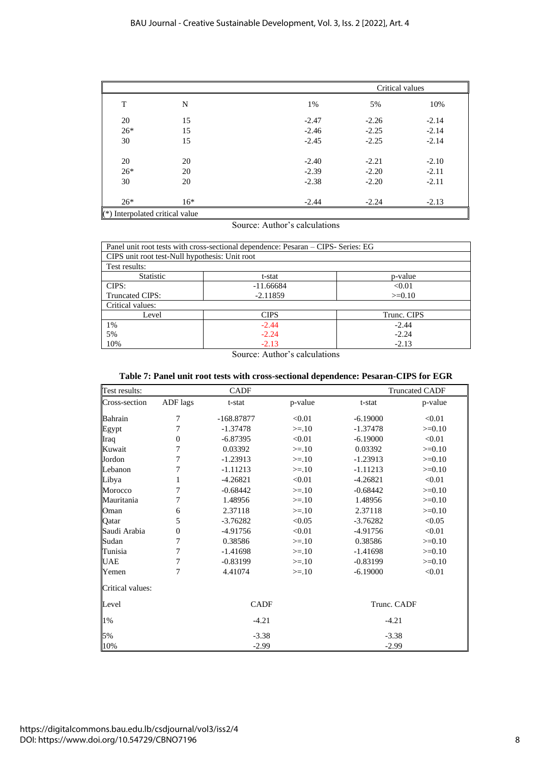| | | | Critical values | |
|---|---|---|---|---|
| T | N | 1% | 5% | 10% |
| 20 | 15 | -2.47 | -2.26 | -2.14 |
| 26* | 15 | -2.46 | -2.25 | -2.14 |
| 30 | 15 | -2.45 | -2.25 | -2.14 |
| 20 | 20 | -2.40 | -2.21 | -2.10 |
| 26* | 20 | -2.39 | -2.20 | -2.11 |
| 30 | 20 | -2.38 | -2.20 | -2.11 |
| 26* | 16* | -2.44 | -2.24 | -2.13 |
| (*) Interpolated critical value | | | | |

Source: Author's calculations

| Panel unit root tests with cross-sectional dependence: Pesaran – CIPS- Series: EG | | |
|---|---|---|
| CIPS unit root test-Null hypothesis: Unit root | | |
| Test results: | | |
| Statistic | t-stat | p-value |
| CIPS: | -11.66684 | <0.01 |
| Truncated CIPS: | -2.11859 | >=0.10 |
| Critical values: | | |
| Level | CIPS | Trunc. CIPS |
| 1% | -2.44 | -2.44 |
| 5% | -2.24 | -2.24 |
| 10% | -2.13 | -2.13 |

Source: Author's calculations

**Table 7: Panel unit root tests with cross-sectional dependence: Pesaran-CIPS for EGR**

| Test results: | | CADF | | Truncated CADF | |
|---|---|---|---|---|---|
| Cross-section | ADF lags | t-stat | p-value | t-stat | p-value |
| Bahrain | 7 | -168.87877 | <0.01 | -6.19000 | <0.01 |
| Egypt | 7 | -1.37478 | >=.10 | -1.37478 | >=0.10 |
| Iraq | 0 | -6.87395 | <0.01 | -6.19000 | <0.01 |
| Kuwait | 7 | 0.03392 | >=.10 | 0.03392 | >=0.10 |
| Jordon | 7 | -1.23913 | >=.10 | -1.23913 | >=0.10 |
| Lebanon | 7 | -1.11213 | >=.10 | -1.11213 | >=0.10 |
| Libya | 1 | -4.26821 | <0.01 | -4.26821 | <0.01 |
| Morocco | 7 | -0.68442 | >=.10 | -0.68442 | >=0.10 |
| Mauritania | 7 | 1.48956 | >=.10 | 1.48956 | >=0.10 |
| Oman | 6 | 2.37118 | >=.10 | 2.37118 | >=0.10 |
| Qatar | 5 | -3.76282 | <0.05 | -3.76282 | <0.05 |
| Saudi Arabia | 0 | -4.91756 | <0.01 | -4.91756 | <0.01 |
| Sudan | 7 | 0.38586 | >=.10 | 0.38586 | >=0.10 |
| Tunisia | 7 | -1.41698 | >=.10 | -1.41698 | >=0.10 |
| UAE | 7 | -0.83199 | >=.10 | -0.83199 | >=0.10 |
| Yemen | 7 | 4.41074 | >=.10 | -6.19000 | <0.01 |
| Critical values: | | | | | |
| Level | | CADF | | Trunc. CADF | |
| 1% | | -4.21 | | -4.21 | |
| 5% | | -3.38 | | -3.38 | |
| 10% | | -2.99 | | -2.99 | |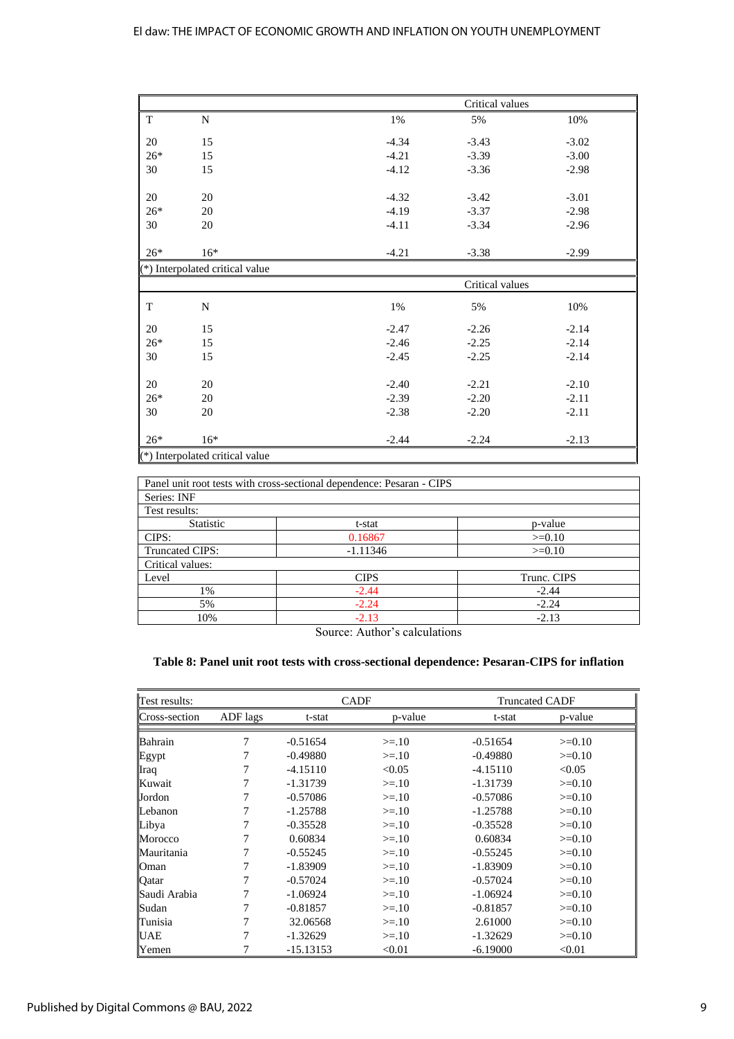| | | Critical values | | |
|---|---|---|---|---|
| T | N | 1% | 5% | 10% |
| 20 | 15 | -4.34 | -3.43 | -3.02 |
| 26* | 15 | -4.21 | -3.39 | -3.00 |
| 30 | 15 | -4.12 | -3.36 | -2.98 |
| 20 | 20 | -4.32 | -3.42 | -3.01 |
| 26* | 20 | -4.19 | -3.37 | -2.98 |
| 30 | 20 | -4.11 | -3.34 | -2.96 |
| 26* | 16* | -4.21 | -3.38 | -2.99 |
| (*) Interpolated critical value | | | | |

| | | Critical values | | |
|---|---|---|---|---|
| T | N | 1% | 5% | 10% |
| 20 | 15 | -2.47 | -2.26 | -2.14 |
| 26* | 15 | -2.46 | -2.25 | -2.14 |
| 30 | 15 | -2.45 | -2.25 | -2.14 |
| 20 | 20 | -2.40 | -2.21 | -2.10 |
| 26* | 20 | -2.39 | -2.20 | -2.11 |
| 30 | 20 | -2.38 | -2.20 | -2.11 |
| 26* | 16* | -2.44 | -2.24 | -2.13 |
| (*) Interpolated critical value | | | | |

| Panel unit root tests with cross-sectional dependence: Pesaran - CIPS | | |
|---|---|---|
| Series: INF | | |
| Test results: | | |
| Statistic | t-stat | p-value |
| CIPS: | 0.16867 | >=0.10 |
| Truncated CIPS: | -1.11346 | >=0.10 |
| Critical values: | | |
| Level | CIPS | Trunc. CIPS |
| 1% | -2.44 | -2.44 |
| 5% | -2.24 | -2.24 |
| 10% | -2.13 | -2.13 |

Source: Author's calculations

**Table 8: Panel unit root tests with cross-sectional dependence: Pesaran-CIPS for inflation**

| Test results: | | CADF | | Truncated CADF | |
|---|---|---|---|---|---|
| Cross-section | ADF lags | t-stat | p-value | t-stat | p-value |
| Bahrain | 7 | -0.51654 | >=.10 | -0.51654 | >=0.10 |
| Egypt | 7 | -0.49880 | >=.10 | -0.49880 | >=0.10 |
| Iraq | 7 | -4.15110 | <0.05 | -4.15110 | <0.05 |
| Kuwait | 7 | -1.31739 | >=.10 | -1.31739 | >=0.10 |
| Jordon | 7 | -0.57086 | >=.10 | -0.57086 | >=0.10 |
| Lebanon | 7 | -1.25788 | >=.10 | -1.25788 | >=0.10 |
| Libya | 7 | -0.35528 | >=.10 | -0.35528 | >=0.10 |
| Morocco | 7 | 0.60834 | >=.10 | 0.60834 | >=0.10 |
| Mauritania | 7 | -0.55245 | >=.10 | -0.55245 | >=0.10 |
| Oman | 7 | -1.83909 | >=.10 | -1.83909 | >=0.10 |
| Qatar | 7 | -0.57024 | >=.10 | -0.57024 | >=0.10 |
| Saudi Arabia | 7 | -1.06924 | >=.10 | -1.06924 | >=0.10 |
| Sudan | 7 | -0.81857 | >=.10 | -0.81857 | >=0.10 |
| Tunisia | 7 | 32.06568 | >=.10 | 2.61000 | >=0.10 |
| UAE | 7 | -1.32629 | >=.10 | -1.32629 | >=0.10 |
| Yemen | 7 | -15.13153 | <0.01 | -6.19000 | <0.01 |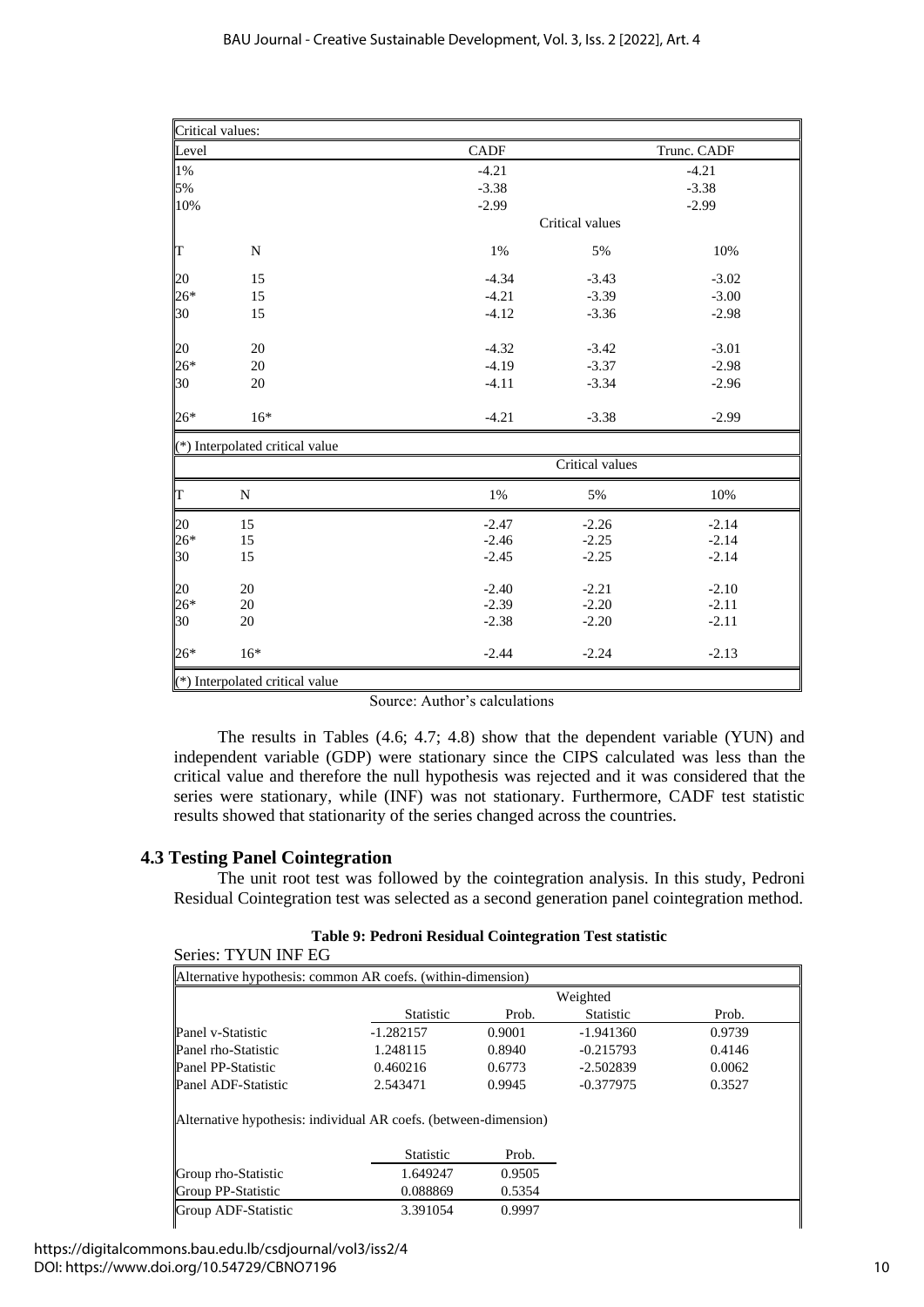| Critical values: | | | | |
|---|---|---|---|---|
| Level | | CADF | | Trunc. CADF |
| 1% | | -4.21 | | -4.21 |
| 5% | | -3.38 | | -3.38 |
| 10% | | -2.99 | | -2.99 |

| | | Critical values | | |
|---|---|---|---|---|
| T | N | 1% | 5% | 10% |
| 20 | 15 | -4.34 | -3.43 | -3.02 |
| 26* | 15 | -4.21 | -3.39 | -3.00 |
| 30 | 15 | -4.12 | -3.36 | -2.98 |
| 20 | 20 | -4.32 | -3.42 | -3.01 |
| 26* | 20 | -4.19 | -3.37 | -2.98 |
| 30 | 20 | -4.11 | -3.34 | -2.96 |
| 26* | 16* | -4.21 | -3.38 | -2.99 |

(*) Interpolated critical value

| | | Critical values | | |
|---|---|---|---|---|
| T | N | 1% | 5% | 10% |
| 20 | 15 | -2.47 | -2.26 | -2.14 |
| 26* | 15 | -2.46 | -2.25 | -2.14 |
| 30 | 15 | -2.45 | -2.25 | -2.14 |
| 20 | 20 | -2.40 | -2.21 | -2.10 |
| 26* | 20 | -2.39 | -2.20 | -2.11 |
| 30 | 20 | -2.38 | -2.20 | -2.11 |
| 26* | 16* | -2.44 | -2.24 | -2.13 |

(*) Interpolated critical value

Source: Author's calculations

The results in Tables (4.6; 4.7; 4.8) show that the dependent variable (YUN) and independent variable (GDP) were stationary since the CIPS calculated was less than the critical value and therefore the null hypothesis was rejected and it was considered that the series were stationary, while (INF) was not stationary. Furthermore, CADF test statistic results showed that stationarity of the series changed across the countries.

## 4.3 Testing Panel Cointegration

The unit root test was followed by the cointegration analysis. In this study, Pedroni Residual Cointegration test was selected as a second generation panel cointegration method.

**Table 9: Pedroni Residual Cointegration Test statistic**

Series: TYUN INF EG

| Alternative hypothesis: common AR coefs. (within-dimension) | | | | |
|---|---|---|---|---|
| | | | Weighted | |
| | Statistic | Prob. | Statistic | Prob. |
| Panel v-Statistic | -1.282157 | 0.9001 | -1.941360 | 0.9739 |
| Panel rho-Statistic | 1.248115 | 0.8940 | -0.215793 | 0.4146 |
| Panel PP-Statistic | 0.460216 | 0.6773 | -2.502839 | 0.0062 |
| Panel ADF-Statistic | 2.543471 | 0.9945 | -0.377975 | 0.3527 |
| Alternative hypothesis: individual AR coefs. (between-dimension) | | | | |
| | Statistic | Prob. | | |
| Group rho-Statistic | 1.649247 | 0.9505 | | |
| Group PP-Statistic | 0.088869 | 0.5354 | | |
| Group ADF-Statistic | 3.391054 | 0.9997 | | |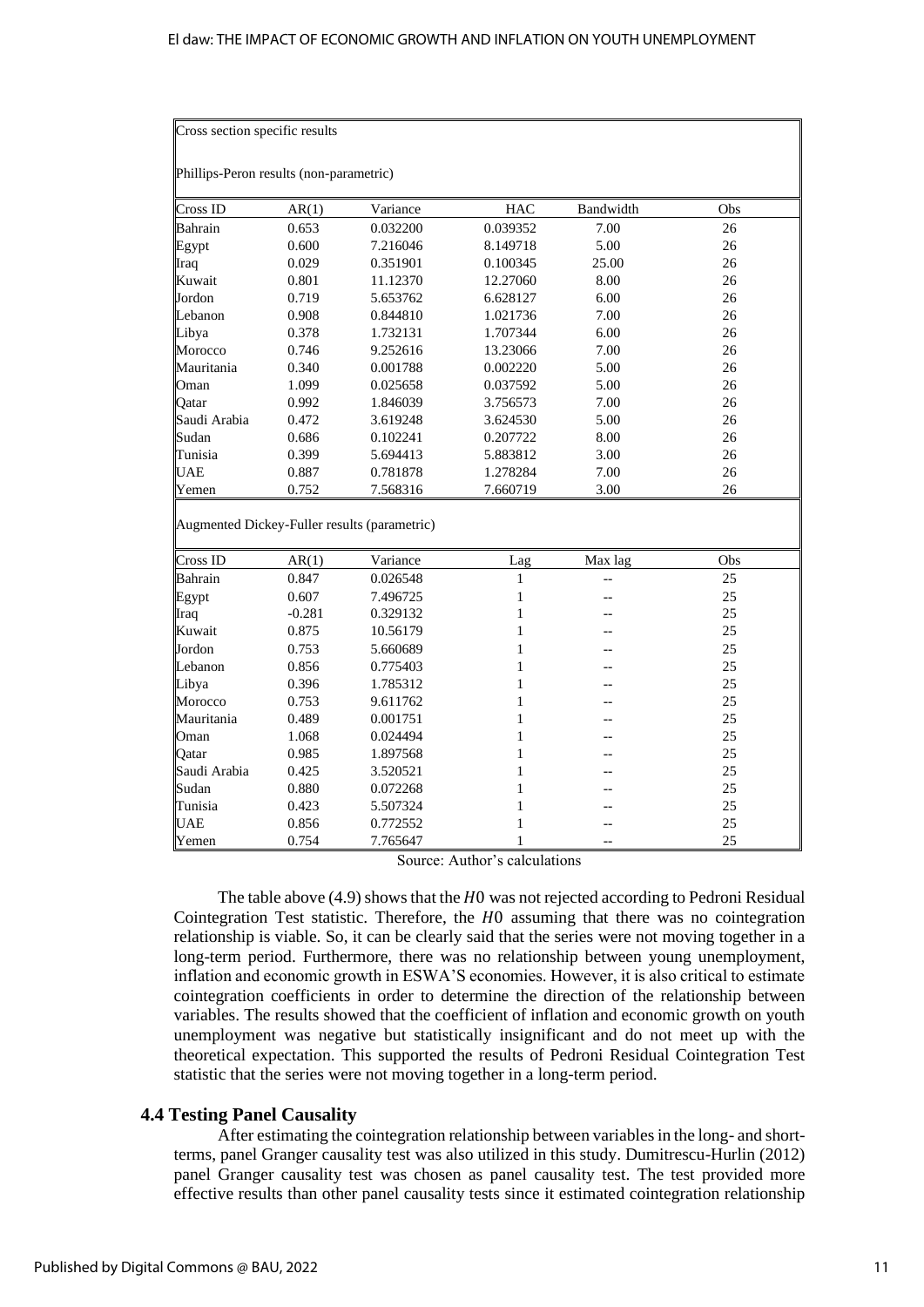Cross section specific results

Phillips-Peron results (non-parametric)

| Cross ID | AR(1) | Variance | HAC | Bandwidth | Obs |
|---|---|---|---|---|---|
| Bahrain | 0.653 | 0.032200 | 0.039352 | 7.00 | 26 |
| Egypt | 0.600 | 7.216046 | 8.149718 | 5.00 | 26 |
| Iraq | 0.029 | 0.351901 | 0.100345 | 25.00 | 26 |
| Kuwait | 0.801 | 11.12370 | 12.27060 | 8.00 | 26 |
| Jordon | 0.719 | 5.653762 | 6.628127 | 6.00 | 26 |
| Lebanon | 0.908 | 0.844810 | 1.021736 | 7.00 | 26 |
| Libya | 0.378 | 1.732131 | 1.707344 | 6.00 | 26 |
| Morocco | 0.746 | 9.252616 | 13.23066 | 7.00 | 26 |
| Mauritania | 0.340 | 0.001788 | 0.002220 | 5.00 | 26 |
| Oman | 1.099 | 0.025658 | 0.037592 | 5.00 | 26 |
| Qatar | 0.992 | 1.846039 | 3.756573 | 7.00 | 26 |
| Saudi Arabia | 0.472 | 3.619248 | 3.624530 | 5.00 | 26 |
| Sudan | 0.686 | 0.102241 | 0.207722 | 8.00 | 26 |
| Tunisia | 0.399 | 5.694413 | 5.883812 | 3.00 | 26 |
| UAE | 0.887 | 0.781878 | 1.278284 | 7.00 | 26 |
| Yemen | 0.752 | 7.568316 | 7.660719 | 3.00 | 26 |

Augmented Dickey-Fuller results (parametric)

| Cross ID | AR(1) | Variance | Lag | Max lag | Obs |
|---|---|---|---|---|---|
| Bahrain | 0.847 | 0.026548 | 1 | -- | 25 |
| Egypt | 0.607 | 7.496725 | 1 | -- | 25 |
| Iraq | -0.281 | 0.329132 | 1 | -- | 25 |
| Kuwait | 0.875 | 10.56179 | 1 | -- | 25 |
| Jordon | 0.753 | 5.660689 | 1 | -- | 25 |
| Lebanon | 0.856 | 0.775403 | 1 | -- | 25 |
| Libya | 0.396 | 1.785312 | 1 | -- | 25 |
| Morocco | 0.753 | 9.611762 | 1 | -- | 25 |
| Mauritania | 0.489 | 0.001751 | 1 | -- | 25 |
| Oman | 1.068 | 0.024494 | 1 | -- | 25 |
| Qatar | 0.985 | 1.897568 | 1 | -- | 25 |
| Saudi Arabia | 0.425 | 3.520521 | 1 | -- | 25 |
| Sudan | 0.880 | 0.072268 | 1 | -- | 25 |
| Tunisia | 0.423 | 5.507324 | 1 | -- | 25 |
| UAE | 0.856 | 0.772552 | 1 | -- | 25 |
| Yemen | 0.754 | 7.765647 | 1 | -- | 25 |

Source: Author's calculations

The table above (4.9) shows that the $H0$ was not rejected according to Pedroni Residual Cointegration Test statistic. Therefore, the $H0$ assuming that there was no cointegration relationship is viable. So, it can be clearly said that the series were not moving together in a long-term period. Furthermore, there was no relationship between young unemployment, inflation and economic growth in ESWA'S economies. However, it is also critical to estimate cointegration coefficients in order to determine the direction of the relationship between variables. The results showed that the coefficient of inflation and economic growth on youth unemployment was negative but statistically insignificant and do not meet up with the theoretical expectation. This supported the results of Pedroni Residual Cointegration Test statistic that the series were not moving together in a long-term period.

## 4.4 Testing Panel Causality

After estimating the cointegration relationship between variables in the long- and short-terms, panel Granger causality test was also utilized in this study. Dumitrescu-Hurlin (2012) panel Granger causality test was chosen as panel causality test. The test provided more effective results than other panel causality tests since it estimated cointegration relationship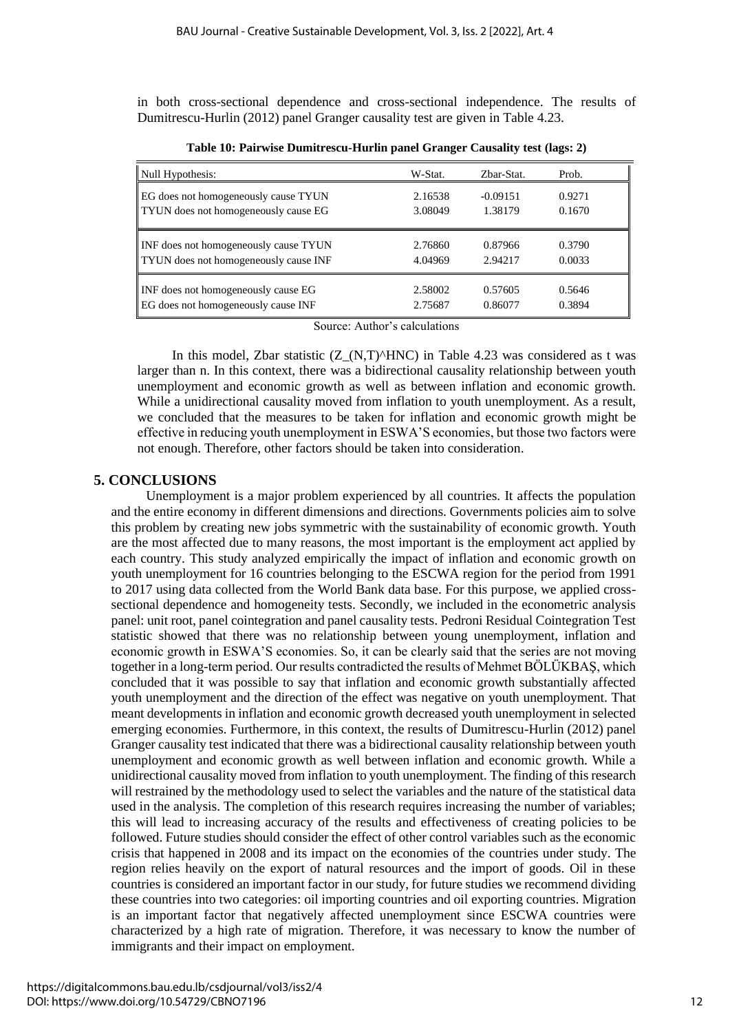in both cross-sectional dependence and cross-sectional independence. The results of Dumitrescu-Hurlin (2012) panel Granger causality test are given in Table 4.23.

**Table 10: Pairwise Dumitrescu-Hurlin panel Granger Causality test (lags: 2)**

| Null Hypothesis: | W-Stat. | Zbar-Stat. | Prob. |
|---|---|---|---|
| EG does not homogeneously cause TYUN | 2.16538 | -0.09151 | 0.9271 |
| TYUN does not homogeneously cause EG | 3.08049 | 1.38179 | 0.1670 |
| INF does not homogeneously cause TYUN | 2.76860 | 0.87966 | 0.3790 |
| TYUN does not homogeneously cause INF | 4.04969 | 2.94217 | 0.0033 |
| INF does not homogeneously cause EG | 2.58002 | 0.57605 | 0.5646 |
| EG does not homogeneously cause INF | 2.75687 | 0.86077 | 0.3894 |

Source: Author's calculations

In this model, Zbar statistic $(Z_{(N,T)}^{HNC})$ in Table 4.23 was considered as t was larger than n. In this context, there was a bidirectional causality relationship between youth unemployment and economic growth as well as between inflation and economic growth. While a unidirectional causality moved from inflation to youth unemployment. As a result, we concluded that the measures to be taken for inflation and economic growth might be effective in reducing youth unemployment in ESWA'S economies, but those two factors were not enough. Therefore, other factors should be taken into consideration.

## 5. CONCLUSIONS

Unemployment is a major problem experienced by all countries. It affects the population and the entire economy in different dimensions and directions. Governments policies aim to solve this problem by creating new jobs symmetric with the sustainability of economic growth. Youth are the most affected due to many reasons, the most important is the employment act applied by each country. This study analyzed empirically the impact of inflation and economic growth on youth unemployment for 16 countries belonging to the ESCWA region for the period from 1991 to 2017 using data collected from the World Bank data base. For this purpose, we applied cross-sectional dependence and homogeneity tests. Secondly, we included in the econometric analysis panel: unit root, panel cointegration and panel causality tests. Pedroni Residual Cointegration Test statistic showed that there was no relationship between young unemployment, inflation and economic growth in ESWA'S economies. So, it can be clearly said that the series are not moving together in a long-term period. Our results contradicted the results of Mehmet BÖLÜKBAŞ, which concluded that it was possible to say that inflation and economic growth substantially affected youth unemployment and the direction of the effect was negative on youth unemployment. That meant developments in inflation and economic growth decreased youth unemployment in selected emerging economies. Furthermore, in this context, the results of Dumitrescu-Hurlin (2012) panel Granger causality test indicated that there was a bidirectional causality relationship between youth unemployment and economic growth as well between inflation and economic growth. While a unidirectional causality moved from inflation to youth unemployment. The finding of this research will restrained by the methodology used to select the variables and the nature of the statistical data used in the analysis. The completion of this research requires increasing the number of variables; this will lead to increasing accuracy of the results and effectiveness of creating policies to be followed. Future studies should consider the effect of other control variables such as the economic crisis that happened in 2008 and its impact on the economies of the countries under study. The region relies heavily on the export of natural resources and the import of goods. Oil in these countries is considered an important factor in our study, for future studies we recommend dividing these countries into two categories: oil importing countries and oil exporting countries. Migration is an important factor that negatively affected unemployment since ESCWA countries were characterized by a high rate of migration. Therefore, it was necessary to know the number of immigrants and their impact on employment.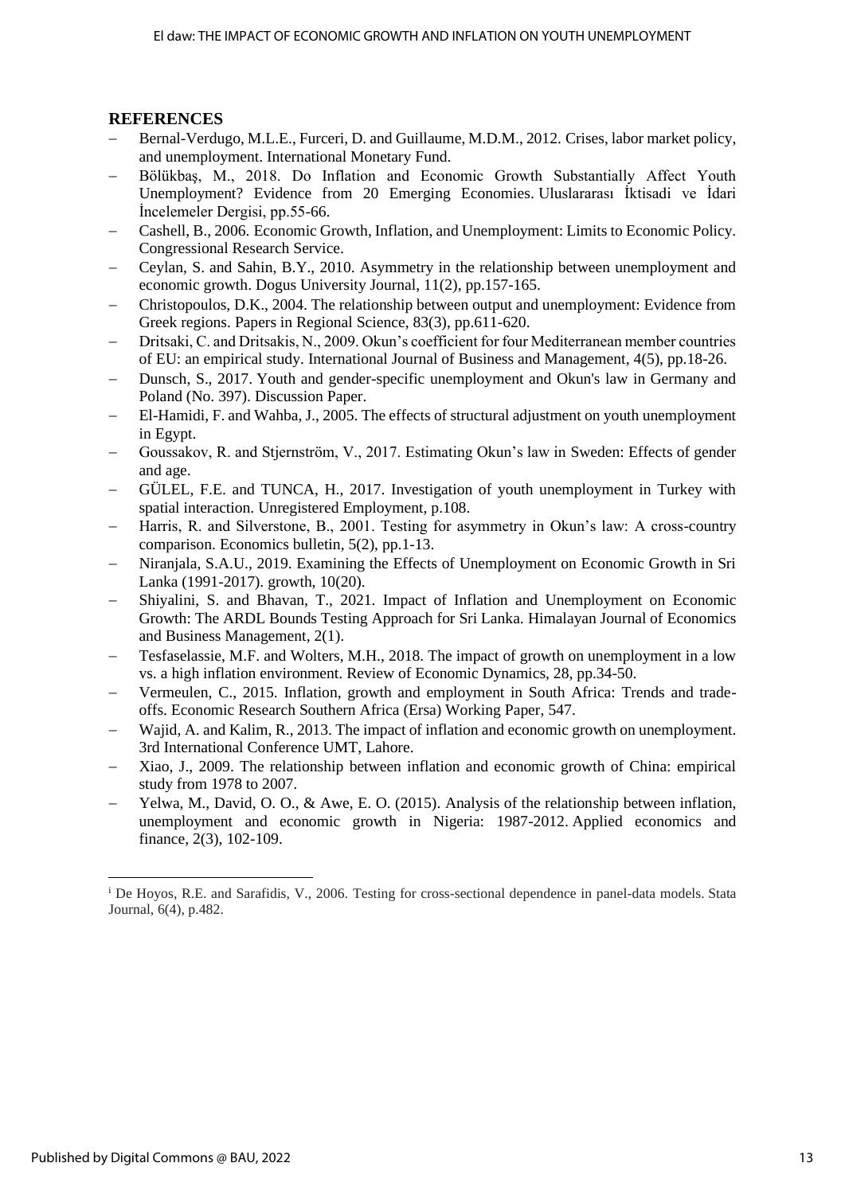## REFERENCES

- Bernal-Verdugo, M.L.E., Furceri, D. and Guillaume, M.D.M., 2012. Crises, labor market policy, and unemployment. International Monetary Fund.
- Bölükbaş, M., 2018. Do Inflation and Economic Growth Substantially Affect Youth Unemployment? Evidence from 20 Emerging Economies. Uluslararası İktisadi ve İdari İncelemeler Dergisi, pp.55-66.
- Cashell, B., 2006. Economic Growth, Inflation, and Unemployment: Limits to Economic Policy. Congressional Research Service.
- Ceylan, S. and Sahin, B.Y., 2010. Asymmetry in the relationship between unemployment and economic growth. Dogus University Journal, 11(2), pp.157-165.
- Christopoulos, D.K., 2004. The relationship between output and unemployment: Evidence from Greek regions. Papers in Regional Science, 83(3), pp.611-620.
- Dritsaki, C. and Dritsakis, N., 2009. Okun's coefficient for four Mediterranean member countries of EU: an empirical study. International Journal of Business and Management, 4(5), pp.18-26.
- Dunsch, S., 2017. Youth and gender-specific unemployment and Okun's law in Germany and Poland (No. 397). Discussion Paper.
- El-Hamidi, F. and Wahba, J., 2005. The effects of structural adjustment on youth unemployment in Egypt.
- Goussakov, R. and Stjernström, V., 2017. Estimating Okun's law in Sweden: Effects of gender and age.
- GÜLEL, F.E. and TUNCA, H., 2017. Investigation of youth unemployment in Turkey with spatial interaction. Unregistered Employment, p.108.
- Harris, R. and Silverstone, B., 2001. Testing for asymmetry in Okun's law: A cross-country comparison. Economics bulletin, 5(2), pp.1-13.
- Niranjala, S.A.U., 2019. Examining the Effects of Unemployment on Economic Growth in Sri Lanka (1991-2017). growth, 10(20).
- Shiyalini, S. and Bhavan, T., 2021. Impact of Inflation and Unemployment on Economic Growth: The ARDL Bounds Testing Approach for Sri Lanka. Himalayan Journal of Economics and Business Management, 2(1).
- Tesfaselassie, M.F. and Wolters, M.H., 2018. The impact of growth on unemployment in a low vs. a high inflation environment. Review of Economic Dynamics, 28, pp.34-50.
- Vermeulen, C., 2015. Inflation, growth and employment in South Africa: Trends and trade-offs. Economic Research Southern Africa (Ersa) Working Paper, 547.
- Wajid, A. and Kalim, R., 2013. The impact of inflation and economic growth on unemployment. 3rd International Conference UMT, Lahore.
- Xiao, J., 2009. The relationship between inflation and economic growth of China: empirical study from 1978 to 2007.
- Yelwa, M., David, O. O., & Awe, E. O. (2015). Analysis of the relationship between inflation, unemployment and economic growth in Nigeria: 1987-2012. Applied economics and finance, 2(3), 102-109.

---

[i] De Hoyos, R.E. and Sarafidis, V., 2006. Testing for cross-sectional dependence in panel-data models. Stata Journal, 6(4), p.482.